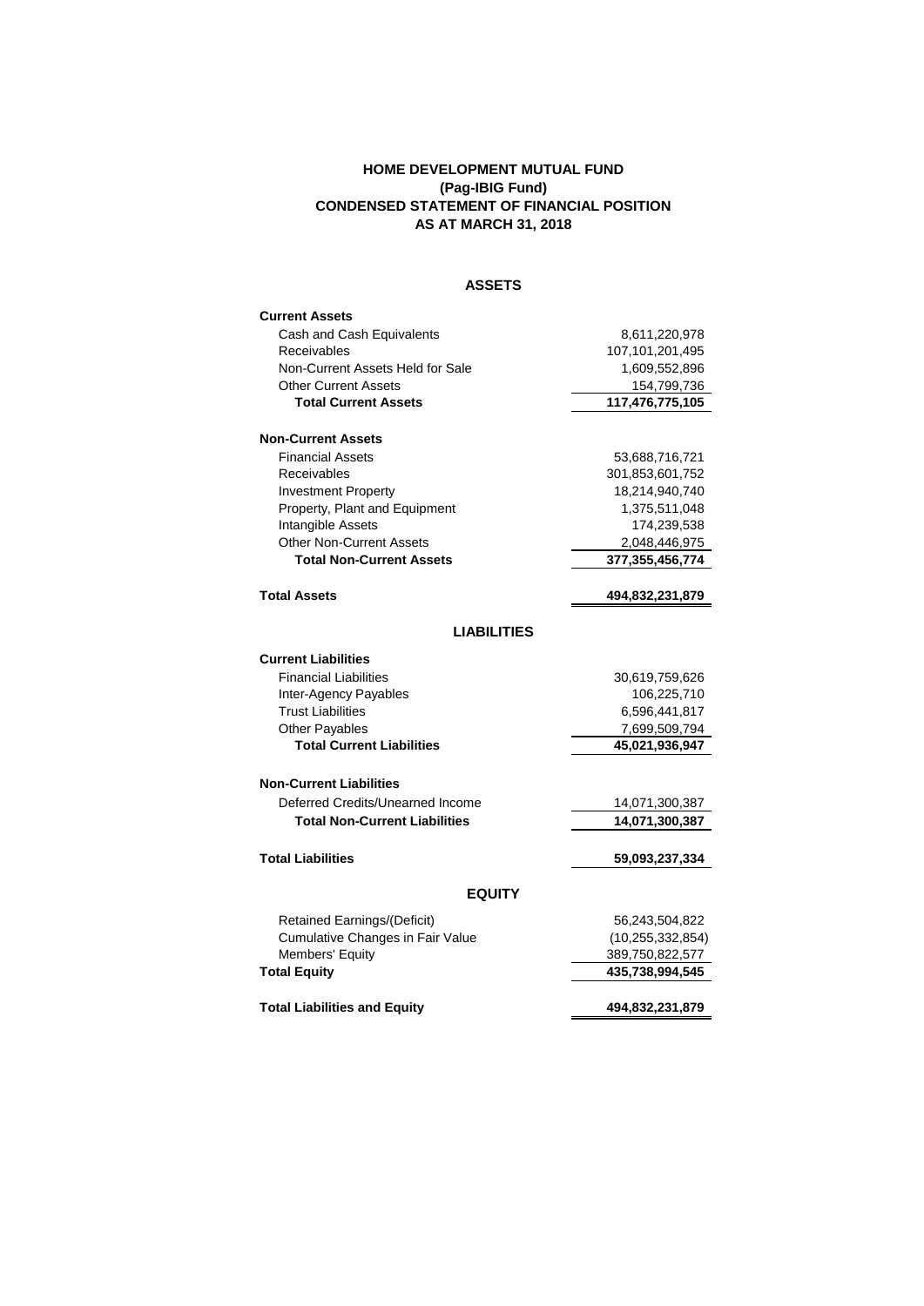# HOME DEVELOPMENT MUTUAL FUND
## (Pag-IBIG Fund)
## CONDENSED STATEMENT OF FINANCIAL POSITION
## AS AT MARCH 31, 2018

### ASSETS

| | |
|---|---|
| **Current Assets** | |
| Cash and Cash Equivalents | 8,611,220,978 |
| Receivables | 107,101,201,495 |
| Non-Current Assets Held for Sale | 1,609,552,896 |
| Other Current Assets | 154,799,736 |
| **Total Current Assets** | **117,476,775,105** |
| | |
| **Non-Current Assets** | |
| Financial Assets | 53,688,716,721 |
| Receivables | 301,853,601,752 |
| Investment Property | 18,214,940,740 |
| Property, Plant and Equipment | 1,375,511,048 |
| Intangible Assets | 174,239,538 |
| Other Non-Current Assets | 2,048,446,975 |
| **Total Non-Current Assets** | **377,355,456,774** |
| | |
| **Total Assets** | **494,832,231,879** |

### LIABILITIES

| | |
|---|---|
| **Current Liabilities** | |
| Financial Liabilities | 30,619,759,626 |
| Inter-Agency Payables | 106,225,710 |
| Trust Liabilities | 6,596,441,817 |
| Other Payables | 7,699,509,794 |
| **Total Current Liabilities** | **45,021,936,947** |
| | |
| **Non-Current Liabilities** | |
| Deferred Credits/Unearned Income | 14,071,300,387 |
| **Total Non-Current Liabilities** | **14,071,300,387** |
| | |
| **Total Liabilities** | **59,093,237,334** |

### EQUITY

| | |
|---|---|
| Retained Earnings/(Deficit) | 56,243,504,822 |
| Cumulative Changes in Fair Value | (10,255,332,854) |
| Members' Equity | 389,750,822,577 |
| **Total Equity** | **435,738,994,545** |
| | |
| **Total Liabilities and Equity** | **494,832,231,879** |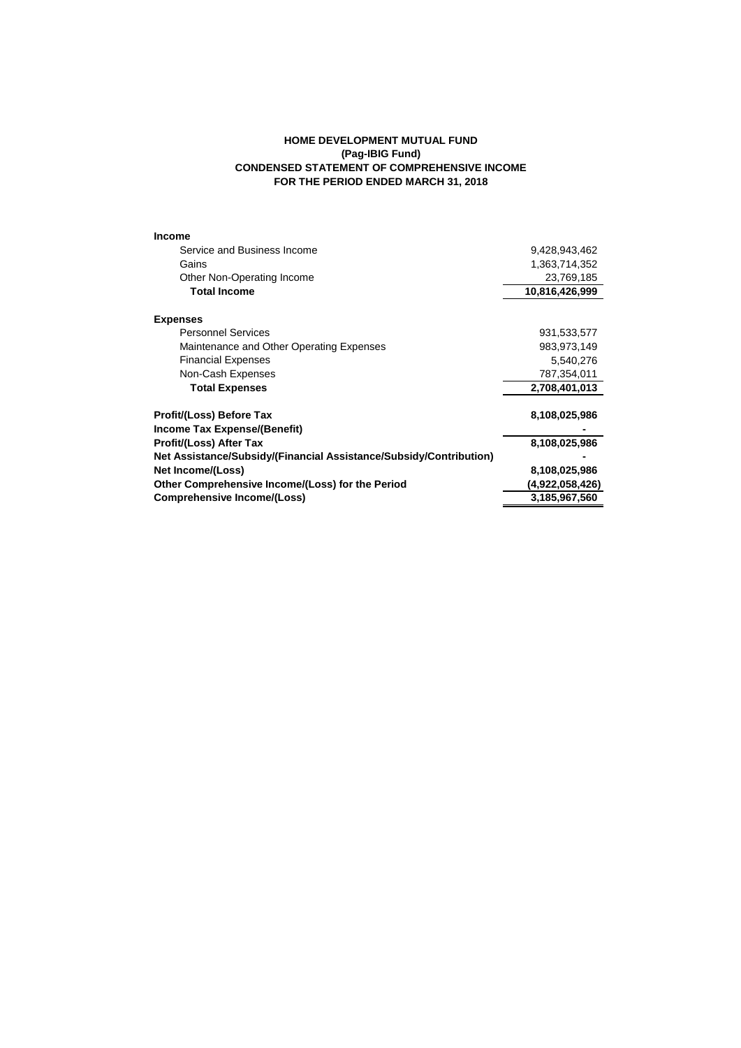**HOME DEVELOPMENT MUTUAL FUND**
**(Pag-IBIG Fund)**
**CONDENSED STATEMENT OF COMPREHENSIVE INCOME**
**FOR THE PERIOD ENDED MARCH 31, 2018**

| | |
|---|---:|
| **Income** | |
| Service and Business Income | 9,428,943,462 |
| Gains | 1,363,714,352 |
| Other Non-Operating Income | 23,769,185 |
| **Total Income** | **10,816,426,999** |
| | |
| **Expenses** | |
| Personnel Services | 931,533,577 |
| Maintenance and Other Operating Expenses | 983,973,149 |
| Financial Expenses | 5,540,276 |
| Non-Cash Expenses | 787,354,011 |
| **Total Expenses** | **2,708,401,013** |
| | |
| **Profit/(Loss) Before Tax** | **8,108,025,986** |
| **Income Tax Expense/(Benefit)** | **-** |
| **Profit/(Loss) After Tax** | **8,108,025,986** |
| **Net Assistance/Subsidy/(Financial Assistance/Subsidy/Contribution)** | **-** |
| **Net Income/(Loss)** | **8,108,025,986** |
| **Other Comprehensive Income/(Loss) for the Period** | **(4,922,058,426)** |
| **Comprehensive Income/(Loss)** | **3,185,967,560** |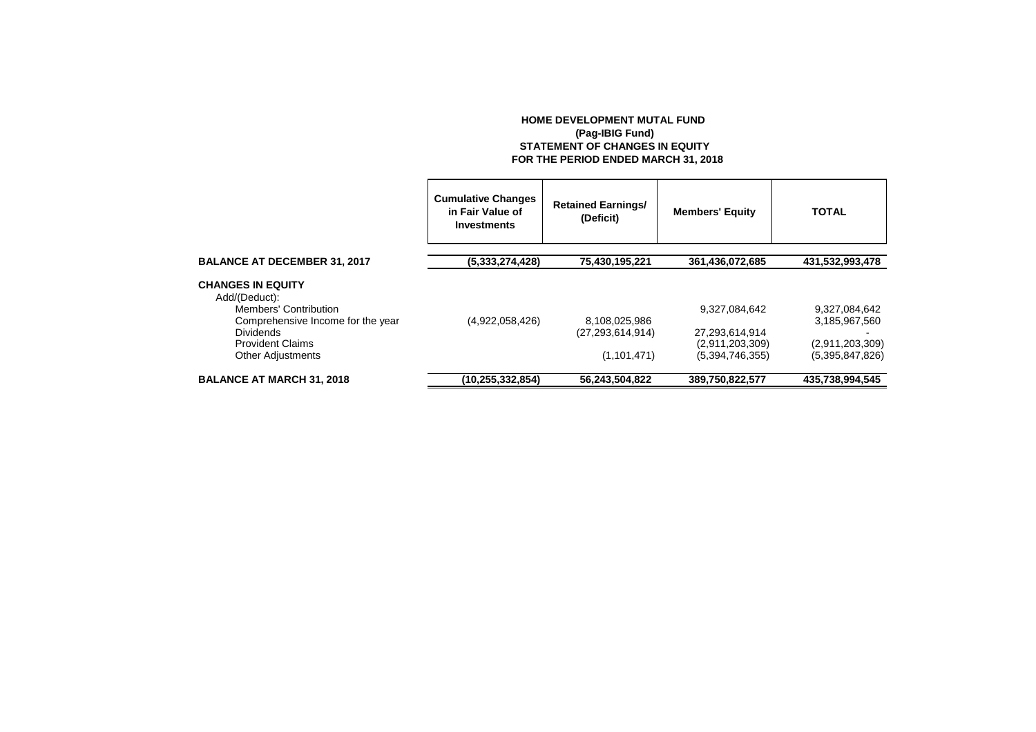**HOME DEVELOPMENT MUTAL FUND**
**(Pag-IBIG Fund)**
**STATEMENT OF CHANGES IN EQUITY**
**FOR THE PERIOD ENDED MARCH 31, 2018**

| | Cumulative Changes in Fair Value of Investments | Retained Earnings/ (Deficit) | Members' Equity | TOTAL |
|---|---|---|---|---|
| **BALANCE AT DECEMBER 31, 2017** | **(5,333,274,428)** | **75,430,195,221** | **361,436,072,685** | **431,532,993,478** |
| **CHANGES IN EQUITY** | | | | |
| Add/(Deduct): | | | | |
| Members' Contribution | | | 9,327,084,642 | 9,327,084,642 |
| Comprehensive Income for the year | (4,922,058,426) | 8,108,025,986 | | 3,185,967,560 |
| Dividends | | (27,293,614,914) | 27,293,614,914 | - |
| Provident Claims | | | (2,911,203,309) | (2,911,203,309) |
| Other Adjustments | | (1,101,471) | (5,394,746,355) | (5,395,847,826) |
| **BALANCE AT MARCH 31, 2018** | **(10,255,332,854)** | **56,243,504,822** | **389,750,822,577** | **435,738,994,545** |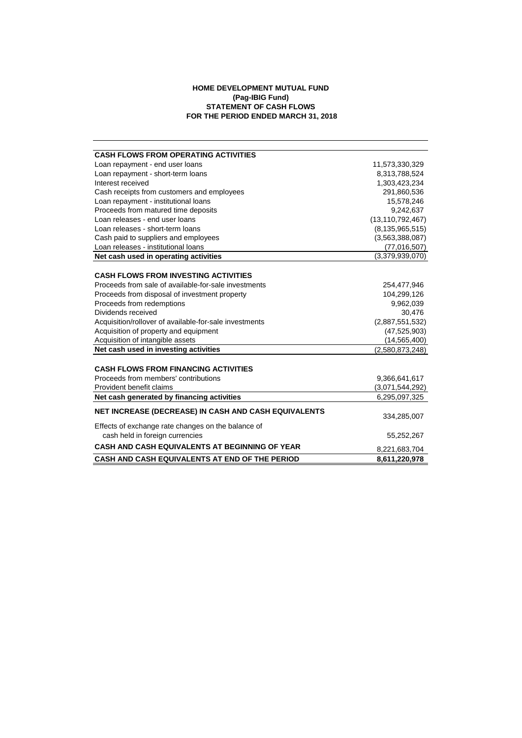**HOME DEVELOPMENT MUTUAL FUND**
**(Pag-IBIG Fund)**
**STATEMENT OF CASH FLOWS**
**FOR THE PERIOD ENDED MARCH 31, 2018**

| | |
|---|---|
| **CASH FLOWS FROM OPERATING ACTIVITIES** | |
| Loan repayment - end user loans | 11,573,330,329 |
| Loan repayment - short-term loans | 8,313,788,524 |
| Interest received | 1,303,423,234 |
| Cash receipts from customers and employees | 291,860,536 |
| Loan repayment - institutional loans | 15,578,246 |
| Proceeds from matured time deposits | 9,242,637 |
| Loan releases - end user loans | (13,110,792,467) |
| Loan releases - short-term loans | (8,135,965,515) |
| Cash paid to suppliers and employees | (3,563,388,087) |
| Loan releases - institutional loans | (77,016,507) |
| **Net cash used in operating activities** | (3,379,939,070) |
| | |
| **CASH FLOWS FROM INVESTING ACTIVITIES** | |
| Proceeds from sale of available-for-sale investments | 254,477,946 |
| Proceeds from disposal of investment property | 104,299,126 |
| Proceeds from redemptions | 9,962,039 |
| Dividends received | 30,476 |
| Acquisition/rollover of available-for-sale investments | (2,887,551,532) |
| Acquisition of property and equipment | (47,525,903) |
| Acquisition of intangible assets | (14,565,400) |
| **Net cash used in investing activities** | (2,580,873,248) |
| | |
| **CASH FLOWS FROM FINANCING ACTIVITIES** | |
| Proceeds from members' contributions | 9,366,641,617 |
| Provident benefit claims | (3,071,544,292) |
| **Net cash generated by financing activities** | 6,295,097,325 |
| **NET INCREASE (DECREASE) IN CASH AND CASH EQUIVALENTS** | 334,285,007 |
| Effects of exchange rate changes on the balance of cash held in foreign currencies | 55,252,267 |
| **CASH AND CASH EQUIVALENTS AT BEGINNING OF YEAR** | 8,221,683,704 |
| **CASH AND CASH EQUIVALENTS AT END OF THE PERIOD** | **8,611,220,978** |